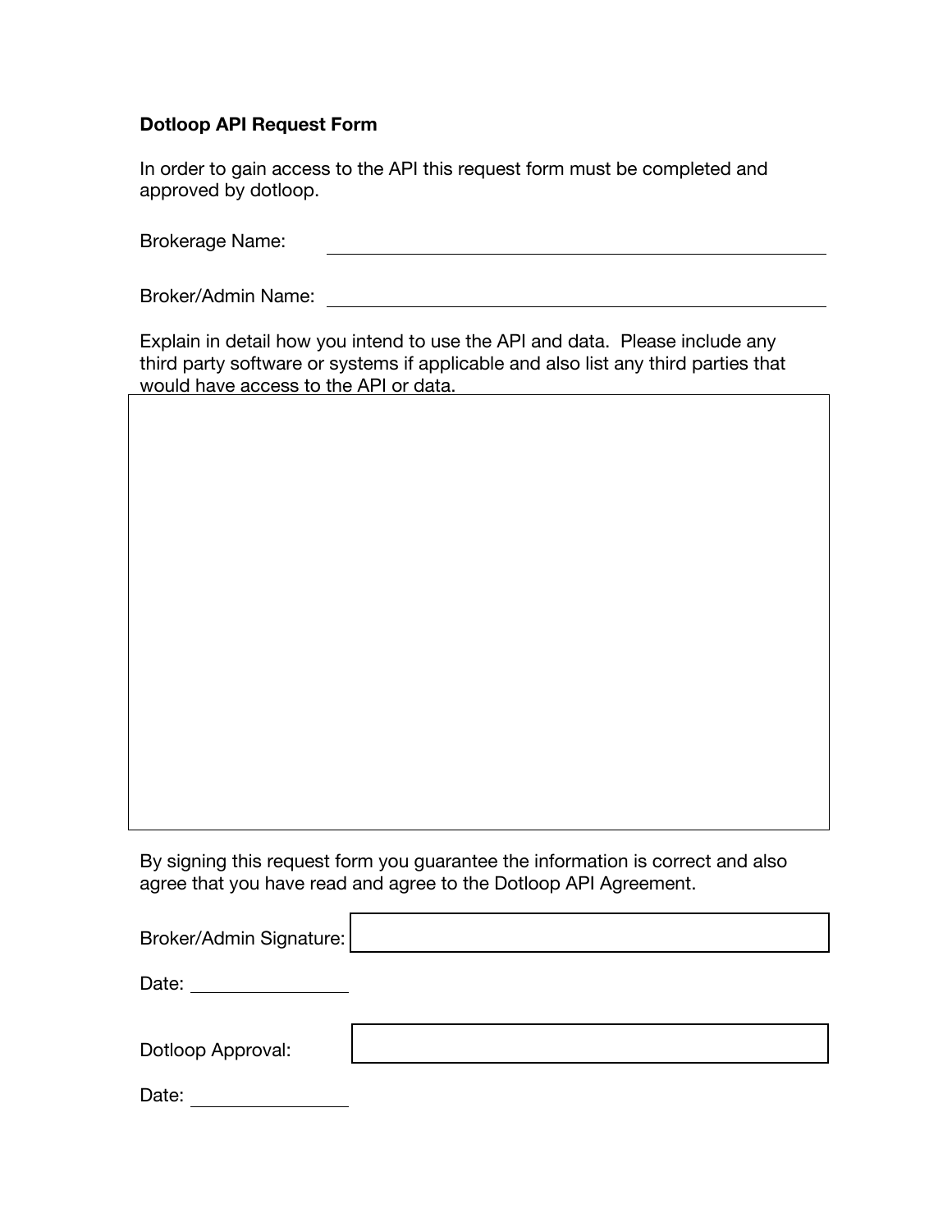**Dotloop API Request Form**

In order to gain access to the API this request form must be completed and approved by dotloop.

Brokerage Name: ______________________________

Broker/Admin Name: ______________________________

Explain in detail how you intend to use the API and data. Please include any third party software or systems if applicable and also list any third parties that would have access to the API or data.

By signing this request form you guarantee the information is correct and also agree that you have read and agree to the Dotloop API Agreement.

Broker/Admin Signature:

Date: ______________

Dotloop Approval:

Date: ______________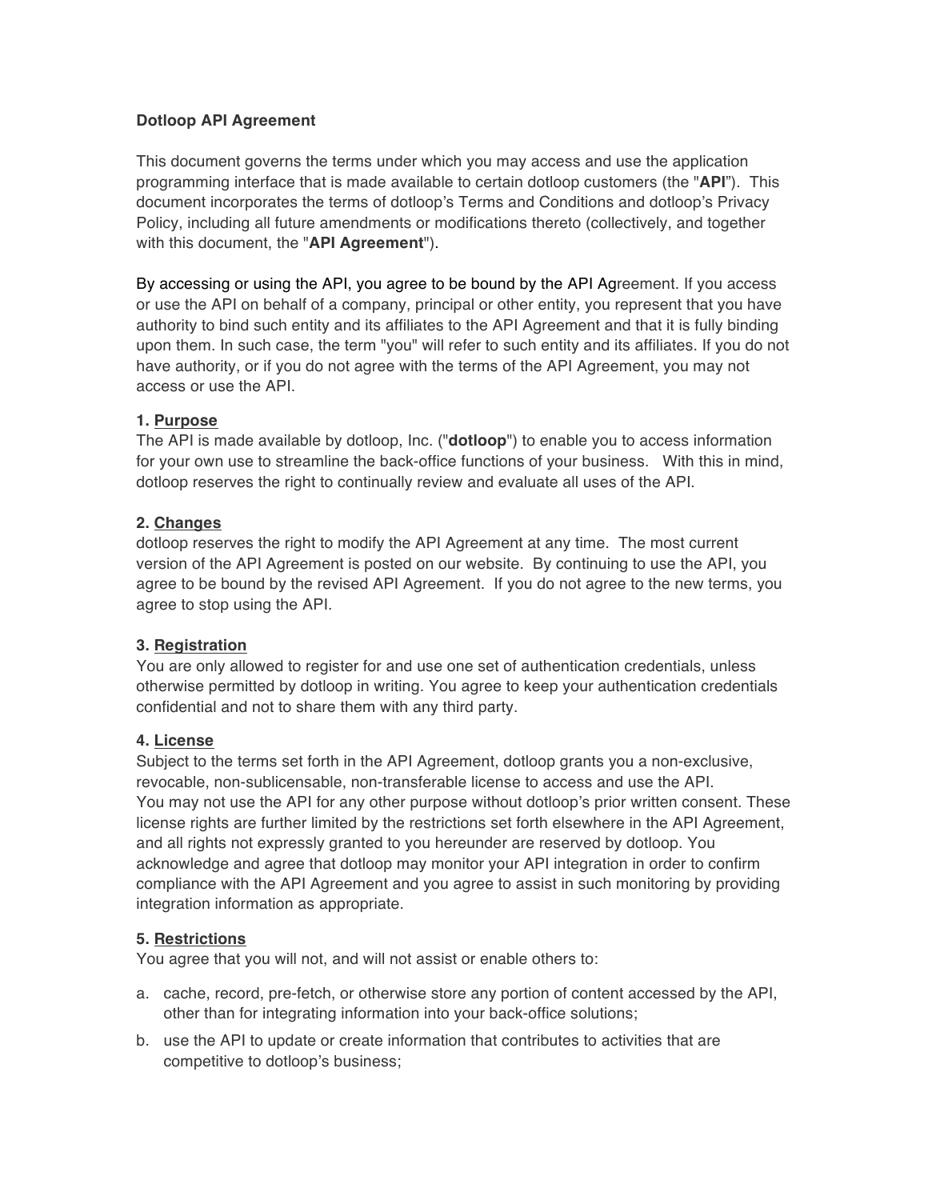**Dotloop API Agreement**

This document governs the terms under which you may access and use the application programming interface that is made available to certain dotloop customers (the "**API**"). This document incorporates the terms of dotloop's Terms and Conditions and dotloop's Privacy Policy, including all future amendments or modifications thereto (collectively, and together with this document, the "**API Agreement**").

By accessing or using the API, you agree to be bound by the API Agreement. If you access or use the API on behalf of a company, principal or other entity, you represent that you have authority to bind such entity and its affiliates to the API Agreement and that it is fully binding upon them. In such case, the term "you" will refer to such entity and its affiliates. If you do not have authority, or if you do not agree with the terms of the API Agreement, you may not access or use the API.

**1. Purpose**

The API is made available by dotloop, Inc. ("**dotloop**") to enable you to access information for your own use to streamline the back-office functions of your business. With this in mind, dotloop reserves the right to continually review and evaluate all uses of the API.

**2. Changes**

dotloop reserves the right to modify the API Agreement at any time. The most current version of the API Agreement is posted on our website. By continuing to use the API, you agree to be bound by the revised API Agreement. If you do not agree to the new terms, you agree to stop using the API.

**3. Registration**

You are only allowed to register for and use one set of authentication credentials, unless otherwise permitted by dotloop in writing. You agree to keep your authentication credentials confidential and not to share them with any third party.

**4. License**

Subject to the terms set forth in the API Agreement, dotloop grants you a non-exclusive, revocable, non-sublicensable, non-transferable license to access and use the API. You may not use the API for any other purpose without dotloop's prior written consent. These license rights are further limited by the restrictions set forth elsewhere in the API Agreement, and all rights not expressly granted to you hereunder are reserved by dotloop. You acknowledge and agree that dotloop may monitor your API integration in order to confirm compliance with the API Agreement and you agree to assist in such monitoring by providing integration information as appropriate.

**5. Restrictions**

You agree that you will not, and will not assist or enable others to:

a. cache, record, pre-fetch, or otherwise store any portion of content accessed by the API, other than for integrating information into your back-office solutions;

b. use the API to update or create information that contributes to activities that are competitive to dotloop's business;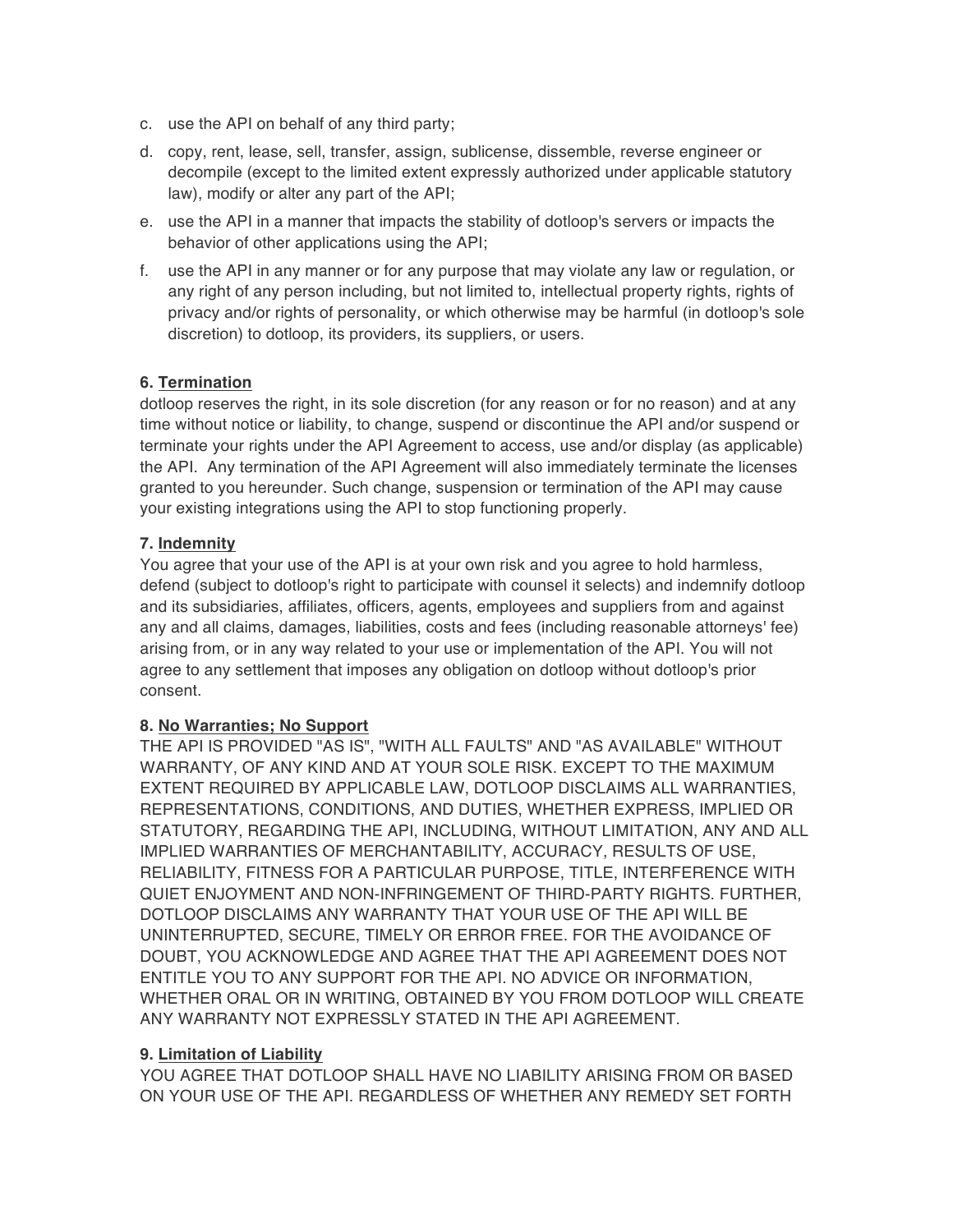c. use the API on behalf of any third party;

d. copy, rent, lease, sell, transfer, assign, sublicense, dissemble, reverse engineer or decompile (except to the limited extent expressly authorized under applicable statutory law), modify or alter any part of the API;

e. use the API in a manner that impacts the stability of dotloop's servers or impacts the behavior of other applications using the API;

f. use the API in any manner or for any purpose that may violate any law or regulation, or any right of any person including, but not limited to, intellectual property rights, rights of privacy and/or rights of personality, or which otherwise may be harmful (in dotloop's sole discretion) to dotloop, its providers, its suppliers, or users.

**6. Termination**

dotloop reserves the right, in its sole discretion (for any reason or for no reason) and at any time without notice or liability, to change, suspend or discontinue the API and/or suspend or terminate your rights under the API Agreement to access, use and/or display (as applicable) the API. Any termination of the API Agreement will also immediately terminate the licenses granted to you hereunder. Such change, suspension or termination of the API may cause your existing integrations using the API to stop functioning properly.

**7. Indemnity**

You agree that your use of the API is at your own risk and you agree to hold harmless, defend (subject to dotloop's right to participate with counsel it selects) and indemnify dotloop and its subsidiaries, affiliates, officers, agents, employees and suppliers from and against any and all claims, damages, liabilities, costs and fees (including reasonable attorneys' fee) arising from, or in any way related to your use or implementation of the API. You will not agree to any settlement that imposes any obligation on dotloop without dotloop's prior consent.

**8. No Warranties; No Support**

THE API IS PROVIDED "AS IS", "WITH ALL FAULTS" AND "AS AVAILABLE" WITHOUT WARRANTY, OF ANY KIND AND AT YOUR SOLE RISK. EXCEPT TO THE MAXIMUM EXTENT REQUIRED BY APPLICABLE LAW, DOTLOOP DISCLAIMS ALL WARRANTIES, REPRESENTATIONS, CONDITIONS, AND DUTIES, WHETHER EXPRESS, IMPLIED OR STATUTORY, REGARDING THE API, INCLUDING, WITHOUT LIMITATION, ANY AND ALL IMPLIED WARRANTIES OF MERCHANTABILITY, ACCURACY, RESULTS OF USE, RELIABILITY, FITNESS FOR A PARTICULAR PURPOSE, TITLE, INTERFERENCE WITH QUIET ENJOYMENT AND NON-INFRINGEMENT OF THIRD-PARTY RIGHTS. FURTHER, DOTLOOP DISCLAIMS ANY WARRANTY THAT YOUR USE OF THE API WILL BE UNINTERRUPTED, SECURE, TIMELY OR ERROR FREE. FOR THE AVOIDANCE OF DOUBT, YOU ACKNOWLEDGE AND AGREE THAT THE API AGREEMENT DOES NOT ENTITLE YOU TO ANY SUPPORT FOR THE API. NO ADVICE OR INFORMATION, WHETHER ORAL OR IN WRITING, OBTAINED BY YOU FROM DOTLOOP WILL CREATE ANY WARRANTY NOT EXPRESSLY STATED IN THE API AGREEMENT.

**9. Limitation of Liability**

YOU AGREE THAT DOTLOOP SHALL HAVE NO LIABILITY ARISING FROM OR BASED ON YOUR USE OF THE API. REGARDLESS OF WHETHER ANY REMEDY SET FORTH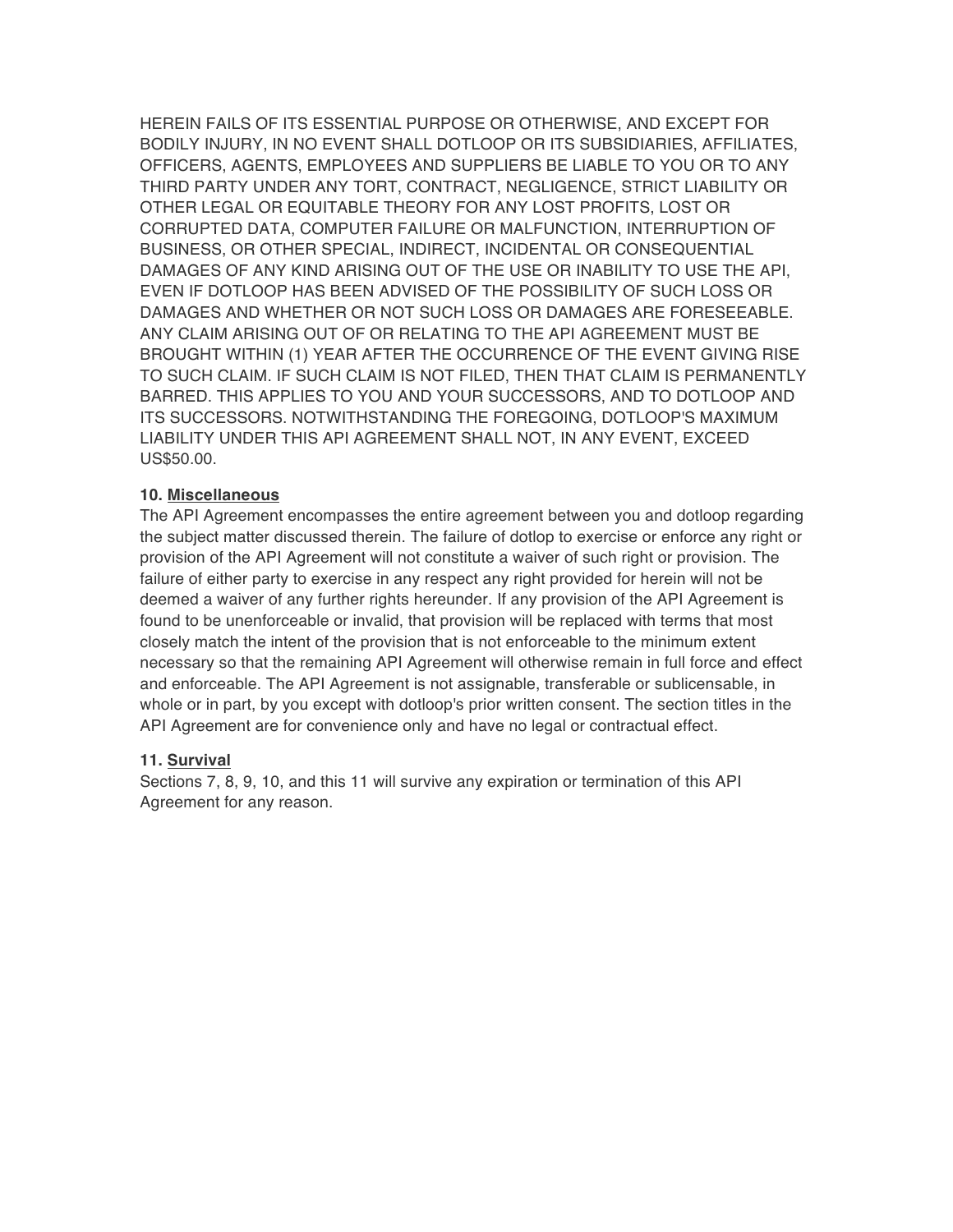HEREIN FAILS OF ITS ESSENTIAL PURPOSE OR OTHERWISE, AND EXCEPT FOR BODILY INJURY, IN NO EVENT SHALL DOTLOOP OR ITS SUBSIDIARIES, AFFILIATES, OFFICERS, AGENTS, EMPLOYEES AND SUPPLIERS BE LIABLE TO YOU OR TO ANY THIRD PARTY UNDER ANY TORT, CONTRACT, NEGLIGENCE, STRICT LIABILITY OR OTHER LEGAL OR EQUITABLE THEORY FOR ANY LOST PROFITS, LOST OR CORRUPTED DATA, COMPUTER FAILURE OR MALFUNCTION, INTERRUPTION OF BUSINESS, OR OTHER SPECIAL, INDIRECT, INCIDENTAL OR CONSEQUENTIAL DAMAGES OF ANY KIND ARISING OUT OF THE USE OR INABILITY TO USE THE API, EVEN IF DOTLOOP HAS BEEN ADVISED OF THE POSSIBILITY OF SUCH LOSS OR DAMAGES AND WHETHER OR NOT SUCH LOSS OR DAMAGES ARE FORESEEABLE. ANY CLAIM ARISING OUT OF OR RELATING TO THE API AGREEMENT MUST BE BROUGHT WITHIN (1) YEAR AFTER THE OCCURRENCE OF THE EVENT GIVING RISE TO SUCH CLAIM. IF SUCH CLAIM IS NOT FILED, THEN THAT CLAIM IS PERMANENTLY BARRED. THIS APPLIES TO YOU AND YOUR SUCCESSORS, AND TO DOTLOOP AND ITS SUCCESSORS. NOTWITHSTANDING THE FOREGOING, DOTLOOP'S MAXIMUM LIABILITY UNDER THIS API AGREEMENT SHALL NOT, IN ANY EVENT, EXCEED US$50.00.

**10. Miscellaneous**

The API Agreement encompasses the entire agreement between you and dotloop regarding the subject matter discussed therein. The failure of dotlop to exercise or enforce any right or provision of the API Agreement will not constitute a waiver of such right or provision. The failure of either party to exercise in any respect any right provided for herein will not be deemed a waiver of any further rights hereunder. If any provision of the API Agreement is found to be unenforceable or invalid, that provision will be replaced with terms that most closely match the intent of the provision that is not enforceable to the minimum extent necessary so that the remaining API Agreement will otherwise remain in full force and effect and enforceable. The API Agreement is not assignable, transferable or sublicensable, in whole or in part, by you except with dotloop's prior written consent. The section titles in the API Agreement are for convenience only and have no legal or contractual effect.

**11. Survival**

Sections 7, 8, 9, 10, and this 11 will survive any expiration or termination of this API Agreement for any reason.